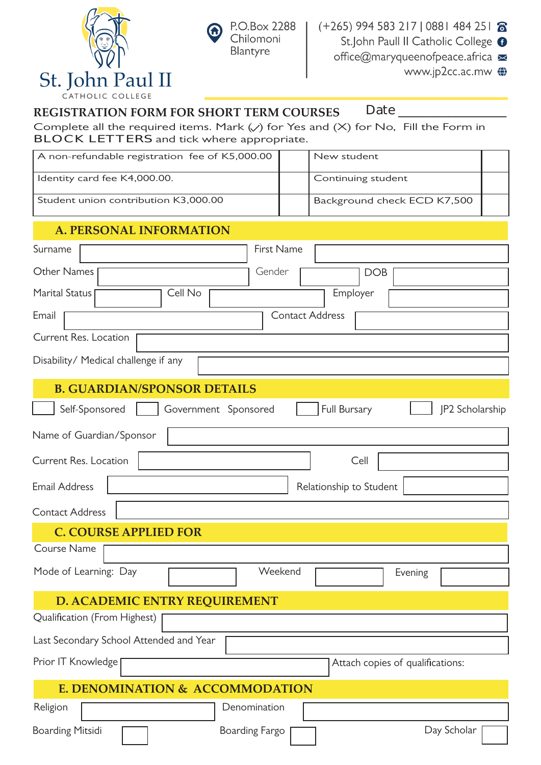# St. John Paul II

CATHOLIC COLLEGE

P.O.Box 2288
Chilomoni
Blantyre

(+265) 994 583 217 | 0881 484 251
St.John Paull II Catholic College
office@maryqueenofpeace.africa
www.jp2cc.ac.mw

## REGISTRATION FORM FOR SHORT TERM COURSES

Date ______________

Complete all the required items. Mark (✓) for Yes and (X) for No, Fill the Form in BLOCK LETTERS and tick where appropriate.

| | | | |
|---|---|---|---|
| A non-refundable registration fee of K5,000.00 | | New student | |
| Identity card fee K4,000.00. | | Continuing student | |
| Student union contribution K3,000.00 | | Background check ECD K7,500 | |

## A. PERSONAL INFORMATION

Surname ______________ First Name ______________

Other Names ______________ Gender ______________ DOB ______________

Marital Status ______________ Cell No ______________ Employer ______________

Email ______________ Contact Address ______________

Current Res. Location ______________

Disability/ Medical challenge if any ______________

## B. GUARDIAN/SPONSOR DETAILS

☐ Self-Sponsored ☐ Government Sponsored ☐ Full Bursary ☐ JP2 Scholarship

Name of Guardian/Sponsor ______________

Current Res. Location ______________ Cell ______________

Email Address ______________ Relationship to Student ______________

Contact Address ______________

## C. COURSE APPLIED FOR

Course Name ______________

Mode of Learning: Day ☐ Weekend ☐ Evening ☐

## D. ACADEMIC ENTRY REQUIREMENT

Qualification (From Highest) ______________

Last Secondary School Attended and Year ______________

Prior IT Knowledge ______________ Attach copies of qualifications:

## E. DENOMINATION & ACCOMMODATION

Religion ______________ Denomination ______________

Boarding Mitsidi ☐ Boarding Fargo ☐ Day Scholar ☐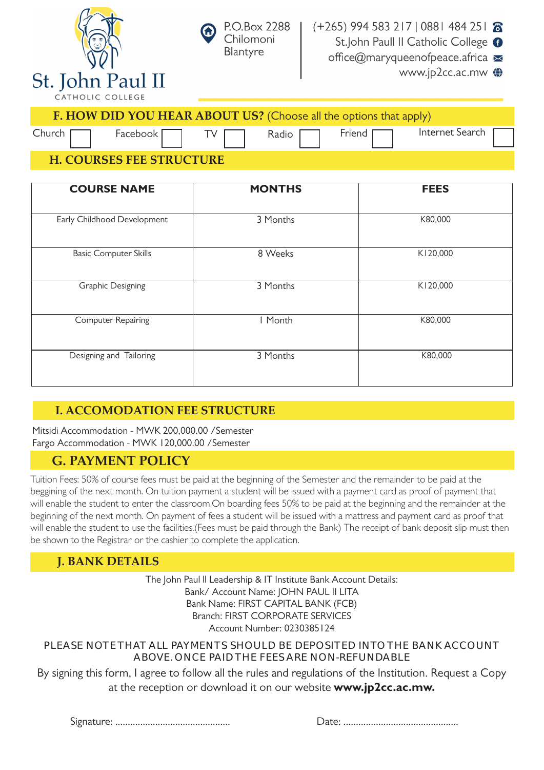St. John Paul II
CATHOLIC COLLEGE

P.O.Box 2288
Chilomoni
Blantyre

(+265) 994 583 217 | 0881 484 251
St.John Paull II Catholic College
office@maryqueenofpeace.africa
www.jp2cc.ac.mw

## F. HOW DID YOU HEAR ABOUT US? (Choose all the options that apply)

Church ☐ Facebook ☐ TV ☐ Radio ☐ Friend ☐ Internet Search ☐

## H. COURSES FEE STRUCTURE

| COURSE NAME | MONTHS | FEES |
|---|---|---|
| Early Childhood Development | 3 Months | K80,000 |
| Basic Computer Skills | 8 Weeks | K120,000 |
| Graphic Designing | 3 Months | K120,000 |
| Computer Repairing | 1 Month | K80,000 |
| Designing and Tailoring | 3 Months | K80,000 |

## I. ACCOMODATION FEE STRUCTURE

Mitsidi Accommodation - MWK 200,000.00 /Semester
Fargo Accommodation - MWK 120,000.00 /Semester

## G. PAYMENT POLICY

Tuition Fees: 50% of course fees must be paid at the beginning of the Semester and the remainder to be paid at the beggining of the next month. On tuition payment a student will be issued with a payment card as proof of payment that will enable the student to enter the classroom.On boarding fees 50% to be paid at the beginning and the remainder at the beginning of the next month. On payment of fees a student will be issued with a mattress and payment card as proof that will enable the student to use the facilities.(Fees must be paid through the Bank) The receipt of bank deposit slip must then be shown to the Registrar or the cashier to complete the application.

## J. BANK DETAILS

The John Paul II Leadership & IT Institute Bank Account Details:
Bank/ Account Name: JOHN PAUL II LITA
Bank Name: FIRST CAPITAL BANK (FCB)
Branch: FIRST CORPORATE SERVICES
Account Number: 0230385124

PLEASE NOTE THAT ALL PAYMENTS SHOULD BE DEPOSITED INTO THE BANK ACCOUNT ABOVE. ONCE PAID THE FEES ARE NON-REFUNDABLE

By signing this form, I agree to follow all the rules and regulations of the Institution. Request a Copy at the reception or download it on our website **www.jp2cc.ac.mw.**

Signature: .............................................. Date: ..............................................